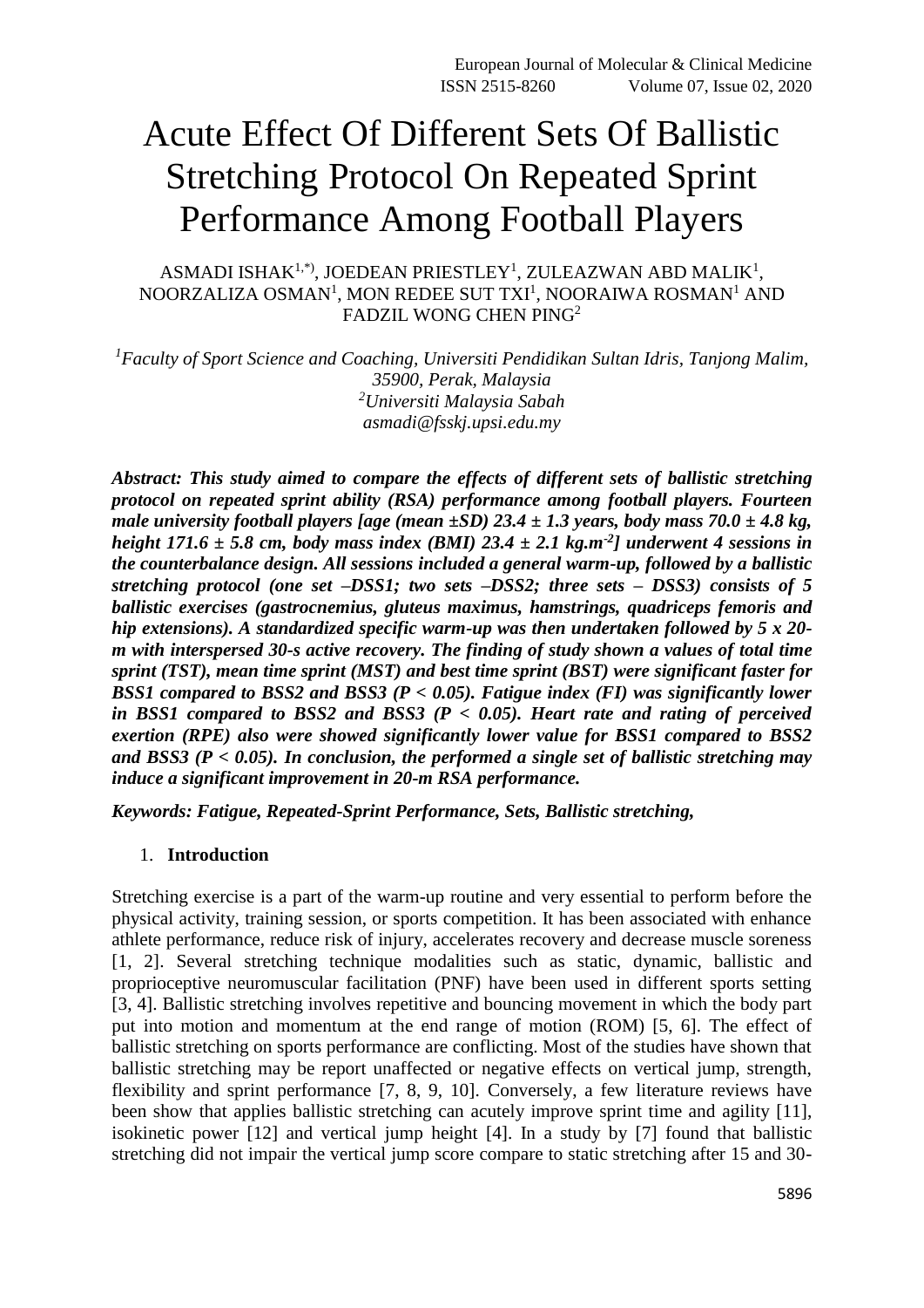# Acute Effect Of Different Sets Of Ballistic Stretching Protocol On Repeated Sprint Performance Among Football Players

ASMADI ISHAK[1,*], JOEDEAN PRIESTLEY[1], ZULEAZWAN ABD MALIK[1], NOORZALIZA OSMAN[1], MON REDEE SUT TXI[1], NOORAIWA ROSMAN[1] AND FADZIL WONG CHEN PING[2]

[1]*Faculty of Sport Science and Coaching, Universiti Pendidikan Sultan Idris, Tanjong Malim, 35900, Perak, Malaysia*
[2]*Universiti Malaysia Sabah*
*asmadi@fsskj.upsi.edu.my*

***Abstract: This study aimed to compare the effects of different sets of ballistic stretching protocol on repeated sprint ability (RSA) performance among football players. Fourteen male university football players [age (mean ±SD) 23.4 ± 1.3 years, body mass 70.0 ± 4.8 kg, height 171.6 ± 5.8 cm, body mass index (BMI) 23.4 ± 2.1 kg.m$^{-2}$] underwent 4 sessions in the counterbalance design. All sessions included a general warm-up, followed by a ballistic stretching protocol (one set –DSS1; two sets –DSS2; three sets – DSS3) consists of 5 ballistic exercises (gastrocnemius, gluteus maximus, hamstrings, quadriceps femoris and hip extensions). A standardized specific warm-up was then undertaken followed by 5 x 20-m with interspersed 30-s active recovery. The finding of study shown a values of total time sprint (TST), mean time sprint (MST) and best time sprint (BST) were significant faster for BSS1 compared to BSS2 and BSS3 (P < 0.05). Fatigue index (FI) was significantly lower in BSS1 compared to BSS2 and BSS3 (P < 0.05). Heart rate and rating of perceived exertion (RPE) also were showed significantly lower value for BSS1 compared to BSS2 and BSS3 (P < 0.05). In conclusion, the performed a single set of ballistic stretching may induce a significant improvement in 20-m RSA performance.***

***Keywords: Fatigue, Repeated-Sprint Performance, Sets, Ballistic stretching,***

## 1. Introduction

Stretching exercise is a part of the warm-up routine and very essential to perform before the physical activity, training session, or sports competition. It has been associated with enhance athlete performance, reduce risk of injury, accelerates recovery and decrease muscle soreness [1, 2]. Several stretching technique modalities such as static, dynamic, ballistic and proprioceptive neuromuscular facilitation (PNF) have been used in different sports setting [3, 4]. Ballistic stretching involves repetitive and bouncing movement in which the body part put into motion and momentum at the end range of motion (ROM) [5, 6]. The effect of ballistic stretching on sports performance are conflicting. Most of the studies have shown that ballistic stretching may be report unaffected or negative effects on vertical jump, strength, flexibility and sprint performance [7, 8, 9, 10]. Conversely, a few literature reviews have been show that applies ballistic stretching can acutely improve sprint time and agility [11], isokinetic power [12] and vertical jump height [4]. In a study by [7] found that ballistic stretching did not impair the vertical jump score compare to static stretching after 15 and 30-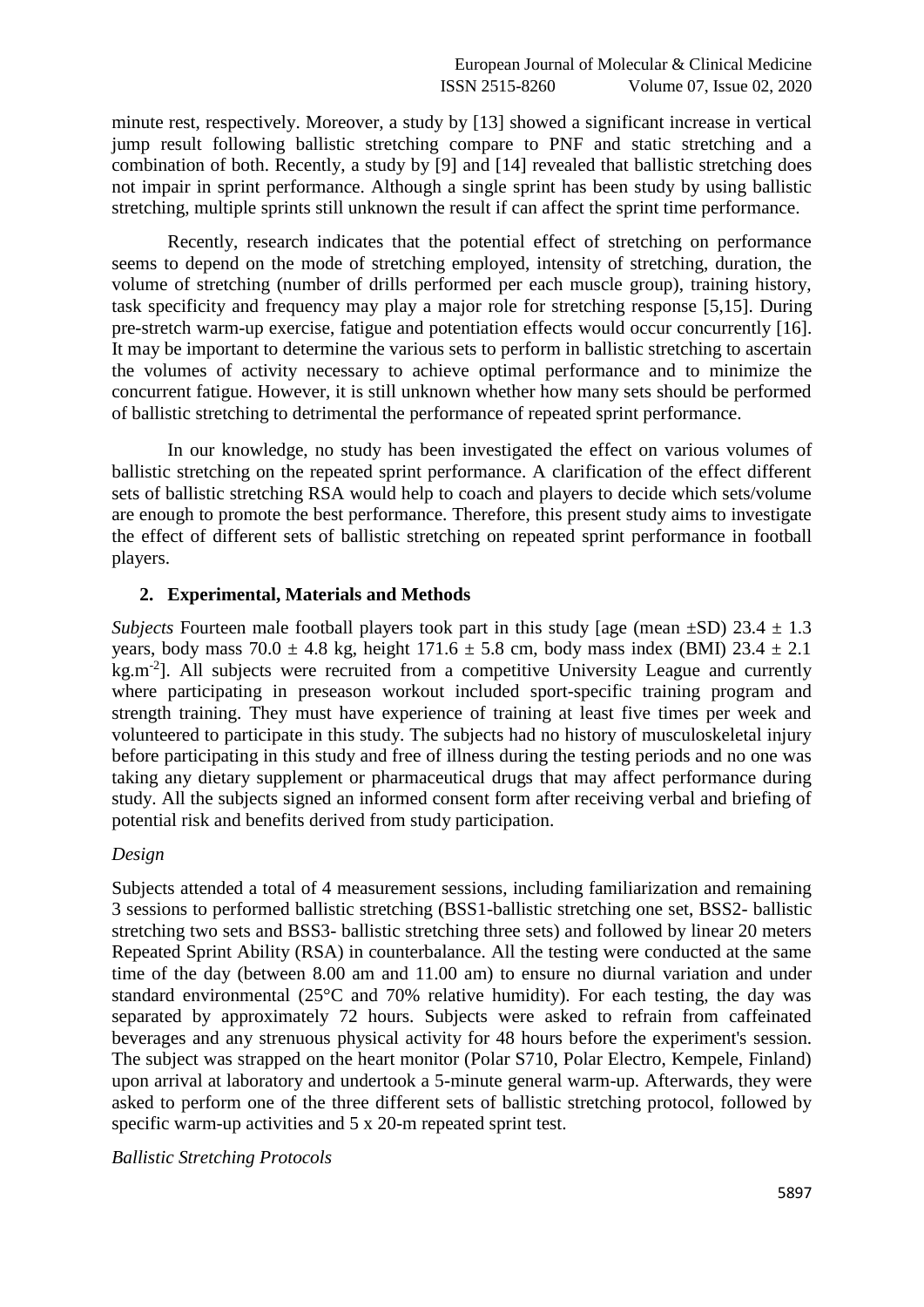minute rest, respectively. Moreover, a study by [13] showed a significant increase in vertical jump result following ballistic stretching compare to PNF and static stretching and a combination of both. Recently, a study by [9] and [14] revealed that ballistic stretching does not impair in sprint performance. Although a single sprint has been study by using ballistic stretching, multiple sprints still unknown the result if can affect the sprint time performance.

Recently, research indicates that the potential effect of stretching on performance seems to depend on the mode of stretching employed, intensity of stretching, duration, the volume of stretching (number of drills performed per each muscle group), training history, task specificity and frequency may play a major role for stretching response [5,15]. During pre-stretch warm-up exercise, fatigue and potentiation effects would occur concurrently [16]. It may be important to determine the various sets to perform in ballistic stretching to ascertain the volumes of activity necessary to achieve optimal performance and to minimize the concurrent fatigue. However, it is still unknown whether how many sets should be performed of ballistic stretching to detrimental the performance of repeated sprint performance.

In our knowledge, no study has been investigated the effect on various volumes of ballistic stretching on the repeated sprint performance. A clarification of the effect different sets of ballistic stretching RSA would help to coach and players to decide which sets/volume are enough to promote the best performance. Therefore, this present study aims to investigate the effect of different sets of ballistic stretching on repeated sprint performance in football players.

## 2. Experimental, Materials and Methods

*Subjects* Fourteen male football players took part in this study [age (mean ±SD) 23.4 ± 1.3 years, body mass 70.0 ± 4.8 kg, height 171.6 ± 5.8 cm, body mass index (BMI) 23.4 ± 2.1 $kg.m^{-2}$]. All subjects were recruited from a competitive University League and currently where participating in preseason workout included sport-specific training program and strength training. They must have experience of training at least five times per week and volunteered to participate in this study. The subjects had no history of musculoskeletal injury before participating in this study and free of illness during the testing periods and no one was taking any dietary supplement or pharmaceutical drugs that may affect performance during study. All the subjects signed an informed consent form after receiving verbal and briefing of potential risk and benefits derived from study participation.

*Design*

Subjects attended a total of 4 measurement sessions, including familiarization and remaining 3 sessions to performed ballistic stretching (BSS1-ballistic stretching one set, BSS2- ballistic stretching two sets and BSS3- ballistic stretching three sets) and followed by linear 20 meters Repeated Sprint Ability (RSA) in counterbalance. All the testing were conducted at the same time of the day (between 8.00 am and 11.00 am) to ensure no diurnal variation and under standard environmental (25°C and 70% relative humidity). For each testing, the day was separated by approximately 72 hours. Subjects were asked to refrain from caffeinated beverages and any strenuous physical activity for 48 hours before the experiment's session. The subject was strapped on the heart monitor (Polar S710, Polar Electro, Kempele, Finland) upon arrival at laboratory and undertook a 5-minute general warm-up. Afterwards, they were asked to perform one of the three different sets of ballistic stretching protocol, followed by specific warm-up activities and 5 x 20-m repeated sprint test.

*Ballistic Stretching Protocols*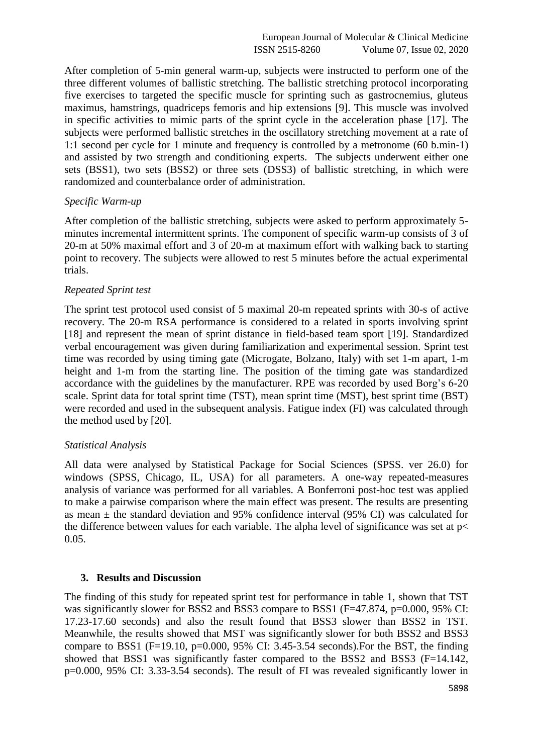After completion of 5-min general warm-up, subjects were instructed to perform one of the three different volumes of ballistic stretching. The ballistic stretching protocol incorporating five exercises to targeted the specific muscle for sprinting such as gastrocnemius, gluteus maximus, hamstrings, quadriceps femoris and hip extensions [9]. This muscle was involved in specific activities to mimic parts of the sprint cycle in the acceleration phase [17]. The subjects were performed ballistic stretches in the oscillatory stretching movement at a rate of 1:1 second per cycle for 1 minute and frequency is controlled by a metronome (60 b.min-1) and assisted by two strength and conditioning experts. The subjects underwent either one sets (BSS1), two sets (BSS2) or three sets (DSS3) of ballistic stretching, in which were randomized and counterbalance order of administration.

*Specific Warm-up*

After completion of the ballistic stretching, subjects were asked to perform approximately 5-minutes incremental intermittent sprints. The component of specific warm-up consists of 3 of 20-m at 50% maximal effort and 3 of 20-m at maximum effort with walking back to starting point to recovery. The subjects were allowed to rest 5 minutes before the actual experimental trials.

*Repeated Sprint test*

The sprint test protocol used consist of 5 maximal 20-m repeated sprints with 30-s of active recovery. The 20-m RSA performance is considered to a related in sports involving sprint [18] and represent the mean of sprint distance in field-based team sport [19]. Standardized verbal encouragement was given during familiarization and experimental session. Sprint test time was recorded by using timing gate (Microgate, Bolzano, Italy) with set 1-m apart, 1-m height and 1-m from the starting line. The position of the timing gate was standardized accordance with the guidelines by the manufacturer. RPE was recorded by used Borg's 6-20 scale. Sprint data for total sprint time (TST), mean sprint time (MST), best sprint time (BST) were recorded and used in the subsequent analysis. Fatigue index (FI) was calculated through the method used by [20].

*Statistical Analysis*

All data were analysed by Statistical Package for Social Sciences (SPSS. ver 26.0) for windows (SPSS, Chicago, IL, USA) for all parameters. A one-way repeated-measures analysis of variance was performed for all variables. A Bonferroni post-hoc test was applied to make a pairwise comparison where the main effect was present. The results are presenting as mean ± the standard deviation and 95% confidence interval (95% CI) was calculated for the difference between values for each variable. The alpha level of significance was set at $p < 0.05$.

## 3. Results and Discussion

The finding of this study for repeated sprint test for performance in table 1, shown that TST was significantly slower for BSS2 and BSS3 compare to BSS1 ($F=47.874$, $p=0.000$, 95% CI: 17.23-17.60 seconds) and also the result found that BSS3 slower than BSS2 in TST. Meanwhile, the results showed that MST was significantly slower for both BSS2 and BSS3 compare to BSS1 ($F=19.10$, $p=0.000$, 95% CI: 3.45-3.54 seconds).For the BST, the finding showed that BSS1 was significantly faster compared to the BSS2 and BSS3 ($F=14.142$, $p=0.000$, 95% CI: 3.33-3.54 seconds). The result of FI was revealed significantly lower in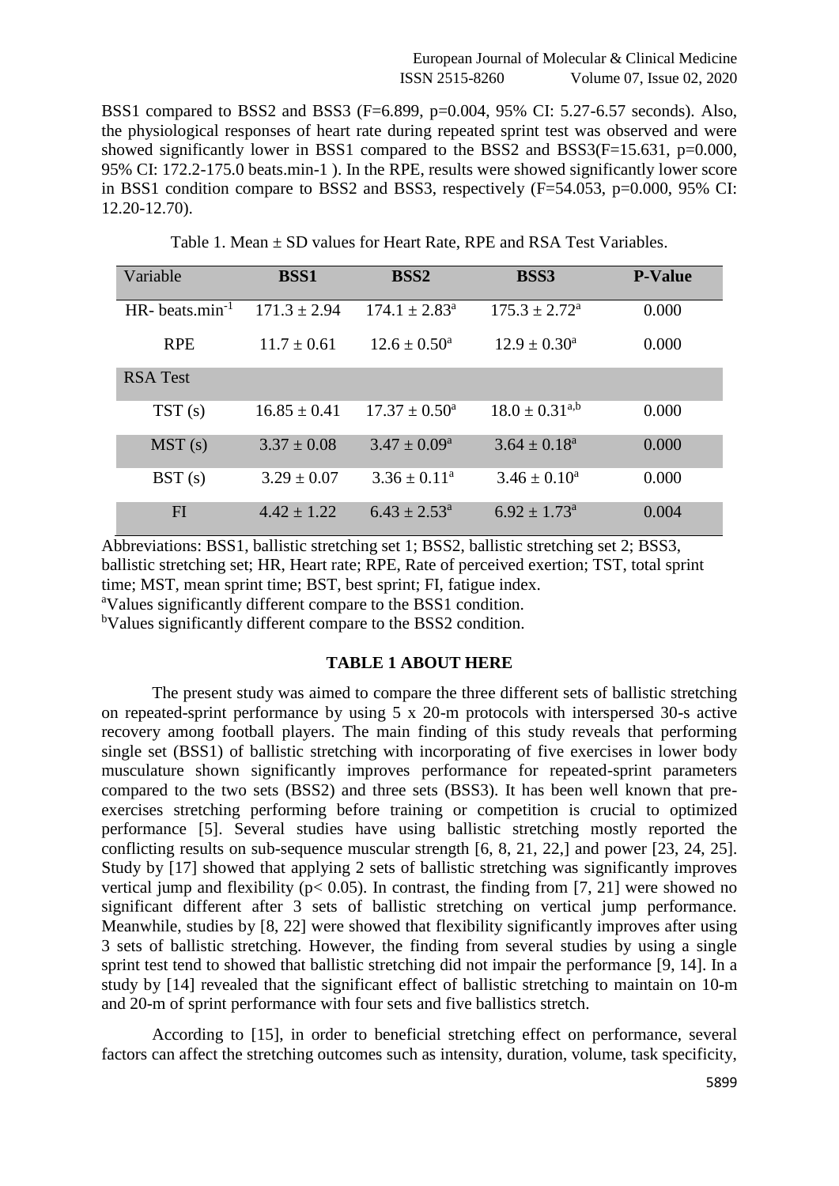BSS1 compared to BSS2 and BSS3 ($F=6.899$, $p=0.004$, 95% CI: 5.27-6.57 seconds). Also, the physiological responses of heart rate during repeated sprint test was observed and were showed significantly lower in BSS1 compared to the BSS2 and BSS3($F=15.631$, $p=0.000$, 95% CI: 172.2-175.0 beats.min-1 ). In the RPE, results were showed significantly lower score in BSS1 condition compare to BSS2 and BSS3, respectively ($F=54.053$, $p=0.000$, 95% CI: 12.20-12.70).

Table 1. Mean ± SD values for Heart Rate, RPE and RSA Test Variables.

| Variable | **BSS1** | **BSS2** | **BSS3** | **P-Value** |
|---|---|---|---|---|
| HR- beats.min$^{-1}$ | 171.3 ± 2.94 | 174.1 ± 2.83[a] | 175.3 ± 2.72[a] | 0.000 |
| RPE | 11.7 ± 0.61 | 12.6 ± 0.50[a] | 12.9 ± 0.30[a] | 0.000 |
| RSA Test | | | | |
| TST (s) | 16.85 ± 0.41 | 17.37 ± 0.50[a] | 18.0 ± 0.31[a,b] | 0.000 |
| MST (s) | 3.37 ± 0.08 | 3.47 ± 0.09[a] | 3.64 ± 0.18[a] | 0.000 |
| BST (s) | 3.29 ± 0.07 | 3.36 ± 0.11[a] | 3.46 ± 0.10[a] | 0.000 |
| FI | 4.42 ± 1.22 | 6.43 ± 2.53[a] | 6.92 ± 1.73[a] | 0.004 |

Abbreviations: BSS1, ballistic stretching set 1; BSS2, ballistic stretching set 2; BSS3, ballistic stretching set; HR, Heart rate; RPE, Rate of perceived exertion; TST, total sprint time; MST, mean sprint time; BST, best sprint; FI, fatigue index.
[a]Values significantly different compare to the BSS1 condition.
[b]Values significantly different compare to the BSS2 condition.

**TABLE 1 ABOUT HERE**

The present study was aimed to compare the three different sets of ballistic stretching on repeated-sprint performance by using 5 x 20-m protocols with interspersed 30-s active recovery among football players. The main finding of this study reveals that performing single set (BSS1) of ballistic stretching with incorporating of five exercises in lower body musculature shown significantly improves performance for repeated-sprint parameters compared to the two sets (BSS2) and three sets (BSS3). It has been well known that pre-exercises stretching performing before training or competition is crucial to optimized performance [5]. Several studies have using ballistic stretching mostly reported the conflicting results on sub-sequence muscular strength [6, 8, 21, 22,] and power [23, 24, 25]. Study by [17] showed that applying 2 sets of ballistic stretching was significantly improves vertical jump and flexibility ($p< 0.05$). In contrast, the finding from [7, 21] were showed no significant different after 3 sets of ballistic stretching on vertical jump performance. Meanwhile, studies by [8, 22] were showed that flexibility significantly improves after using 3 sets of ballistic stretching. However, the finding from several studies by using a single sprint test tend to showed that ballistic stretching did not impair the performance [9, 14]. In a study by [14] revealed that the significant effect of ballistic stretching to maintain on 10-m and 20-m of sprint performance with four sets and five ballistics stretch.

According to [15], in order to beneficial stretching effect on performance, several factors can affect the stretching outcomes such as intensity, duration, volume, task specificity,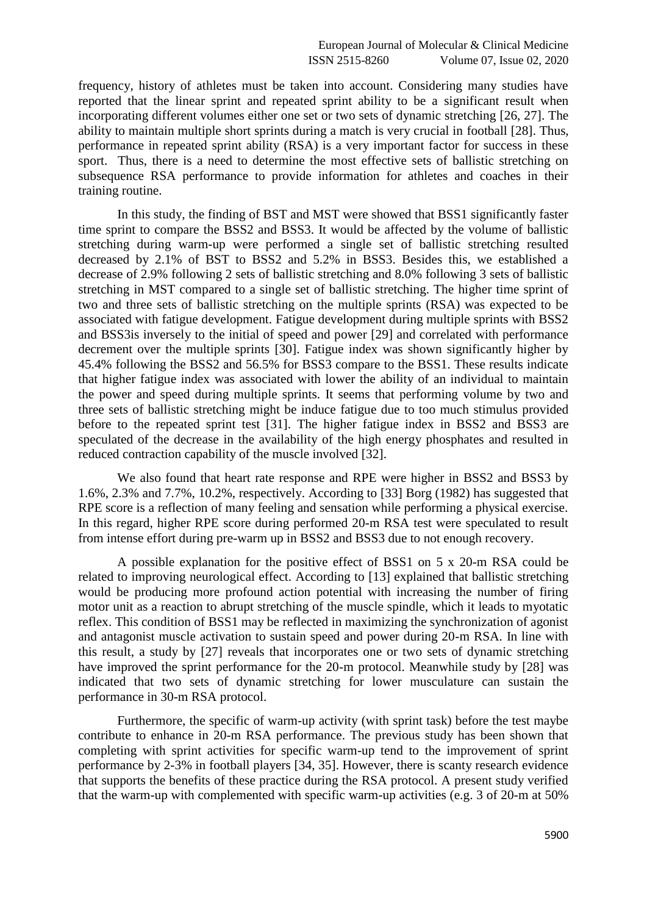frequency, history of athletes must be taken into account. Considering many studies have reported that the linear sprint and repeated sprint ability to be a significant result when incorporating different volumes either one set or two sets of dynamic stretching [26, 27]. The ability to maintain multiple short sprints during a match is very crucial in football [28]. Thus, performance in repeated sprint ability (RSA) is a very important factor for success in these sport. Thus, there is a need to determine the most effective sets of ballistic stretching on subsequence RSA performance to provide information for athletes and coaches in their training routine.

In this study, the finding of BST and MST were showed that BSS1 significantly faster time sprint to compare the BSS2 and BSS3. It would be affected by the volume of ballistic stretching during warm-up were performed a single set of ballistic stretching resulted decreased by 2.1% of BST to BSS2 and 5.2% in BSS3. Besides this, we established a decrease of 2.9% following 2 sets of ballistic stretching and 8.0% following 3 sets of ballistic stretching in MST compared to a single set of ballistic stretching. The higher time sprint of two and three sets of ballistic stretching on the multiple sprints (RSA) was expected to be associated with fatigue development. Fatigue development during multiple sprints with BSS2 and BSS3is inversely to the initial of speed and power [29] and correlated with performance decrement over the multiple sprints [30]. Fatigue index was shown significantly higher by 45.4% following the BSS2 and 56.5% for BSS3 compare to the BSS1. These results indicate that higher fatigue index was associated with lower the ability of an individual to maintain the power and speed during multiple sprints. It seems that performing volume by two and three sets of ballistic stretching might be induce fatigue due to too much stimulus provided before to the repeated sprint test [31]. The higher fatigue index in BSS2 and BSS3 are speculated of the decrease in the availability of the high energy phosphates and resulted in reduced contraction capability of the muscle involved [32].

We also found that heart rate response and RPE were higher in BSS2 and BSS3 by 1.6%, 2.3% and 7.7%, 10.2%, respectively. According to [33] Borg (1982) has suggested that RPE score is a reflection of many feeling and sensation while performing a physical exercise. In this regard, higher RPE score during performed 20-m RSA test were speculated to result from intense effort during pre-warm up in BSS2 and BSS3 due to not enough recovery.

A possible explanation for the positive effect of BSS1 on 5 x 20-m RSA could be related to improving neurological effect. According to [13] explained that ballistic stretching would be producing more profound action potential with increasing the number of firing motor unit as a reaction to abrupt stretching of the muscle spindle, which it leads to myotatic reflex. This condition of BSS1 may be reflected in maximizing the synchronization of agonist and antagonist muscle activation to sustain speed and power during 20-m RSA. In line with this result, a study by [27] reveals that incorporates one or two sets of dynamic stretching have improved the sprint performance for the 20-m protocol. Meanwhile study by [28] was indicated that two sets of dynamic stretching for lower musculature can sustain the performance in 30-m RSA protocol.

Furthermore, the specific of warm-up activity (with sprint task) before the test maybe contribute to enhance in 20-m RSA performance. The previous study has been shown that completing with sprint activities for specific warm-up tend to the improvement of sprint performance by 2-3% in football players [34, 35]. However, there is scanty research evidence that supports the benefits of these practice during the RSA protocol. A present study verified that the warm-up with complemented with specific warm-up activities (e.g. 3 of 20-m at 50%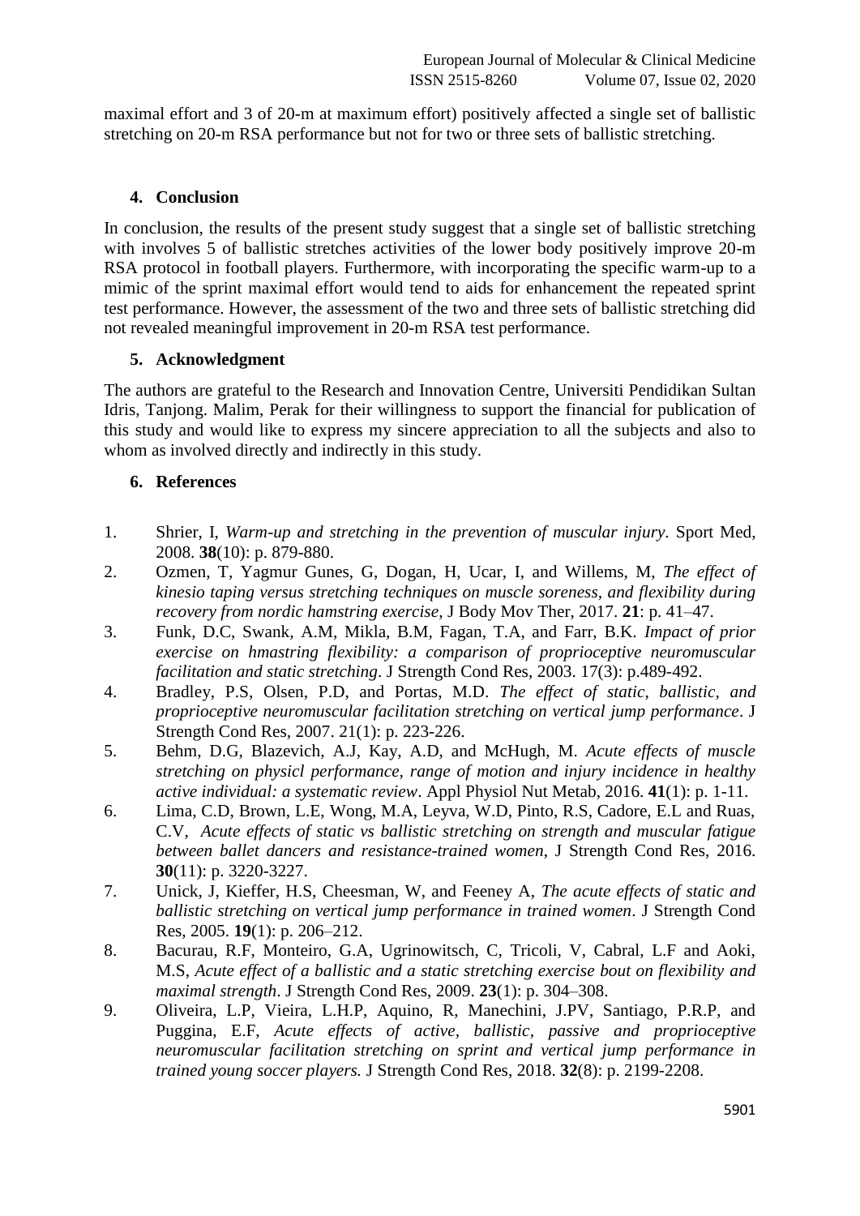maximal effort and 3 of 20-m at maximum effort) positively affected a single set of ballistic stretching on 20-m RSA performance but not for two or three sets of ballistic stretching.

## 4. Conclusion

In conclusion, the results of the present study suggest that a single set of ballistic stretching with involves 5 of ballistic stretches activities of the lower body positively improve 20-m RSA protocol in football players. Furthermore, with incorporating the specific warm-up to a mimic of the sprint maximal effort would tend to aids for enhancement the repeated sprint test performance. However, the assessment of the two and three sets of ballistic stretching did not revealed meaningful improvement in 20-m RSA test performance.

## 5. Acknowledgment

The authors are grateful to the Research and Innovation Centre, Universiti Pendidikan Sultan Idris, Tanjong. Malim, Perak for their willingness to support the financial for publication of this study and would like to express my sincere appreciation to all the subjects and also to whom as involved directly and indirectly in this study.

## 6. References

1. Shrier, I, *Warm-up and stretching in the prevention of muscular injury*. Sport Med, 2008. **38**(10): p. 879-880.
2. Ozmen, T, Yagmur Gunes, G, Dogan, H, Ucar, I, and Willems, M, *The effect of kinesio taping versus stretching techniques on muscle soreness, and flexibility during recovery from nordic hamstring exercise*, J Body Mov Ther, 2017. **21**: p. 41–47.
3. Funk, D.C, Swank, A.M, Mikla, B.M, Fagan, T.A, and Farr, B.K. *Impact of prior exercise on hmastring flexibility: a comparison of proprioceptive neuromuscular facilitation and static stretching*. J Strength Cond Res, 2003. 17(3): p.489-492.
4. Bradley, P.S, Olsen, P.D, and Portas, M.D. *The effect of static, ballistic, and proprioceptive neuromuscular facilitation stretching on vertical jump performance*. J Strength Cond Res, 2007. 21(1): p. 223-226.
5. Behm, D.G, Blazevich, A.J, Kay, A.D, and McHugh, M. *Acute effects of muscle stretching on physicl performance, range of motion and injury incidence in healthy active individual: a systematic review*. Appl Physiol Nut Metab, 2016. **41**(1): p. 1-11.
6. Lima, C.D, Brown, L.E, Wong, M.A, Leyva, W.D, Pinto, R.S, Cadore, E.L and Ruas, C.V, *Acute effects of static vs ballistic stretching on strength and muscular fatigue between ballet dancers and resistance-trained women*, J Strength Cond Res, 2016. **30**(11): p. 3220-3227.
7. Unick, J, Kieffer, H.S, Cheesman, W, and Feeney A, *The acute effects of static and ballistic stretching on vertical jump performance in trained women*. J Strength Cond Res, 2005. **19**(1): p. 206–212.
8. Bacurau, R.F, Monteiro, G.A, Ugrinowitsch, C, Tricoli, V, Cabral, L.F and Aoki, M.S, *Acute effect of a ballistic and a static stretching exercise bout on flexibility and maximal strength*. J Strength Cond Res, 2009. **23**(1): p. 304–308.
9. Oliveira, L.P, Vieira, L.H.P, Aquino, R, Manechini, J.PV, Santiago, P.R.P, and Puggina, E.F, *Acute effects of active, ballistic, passive and proprioceptive neuromuscular facilitation stretching on sprint and vertical jump performance in trained young soccer players.* J Strength Cond Res, 2018. **32**(8): p. 2199-2208.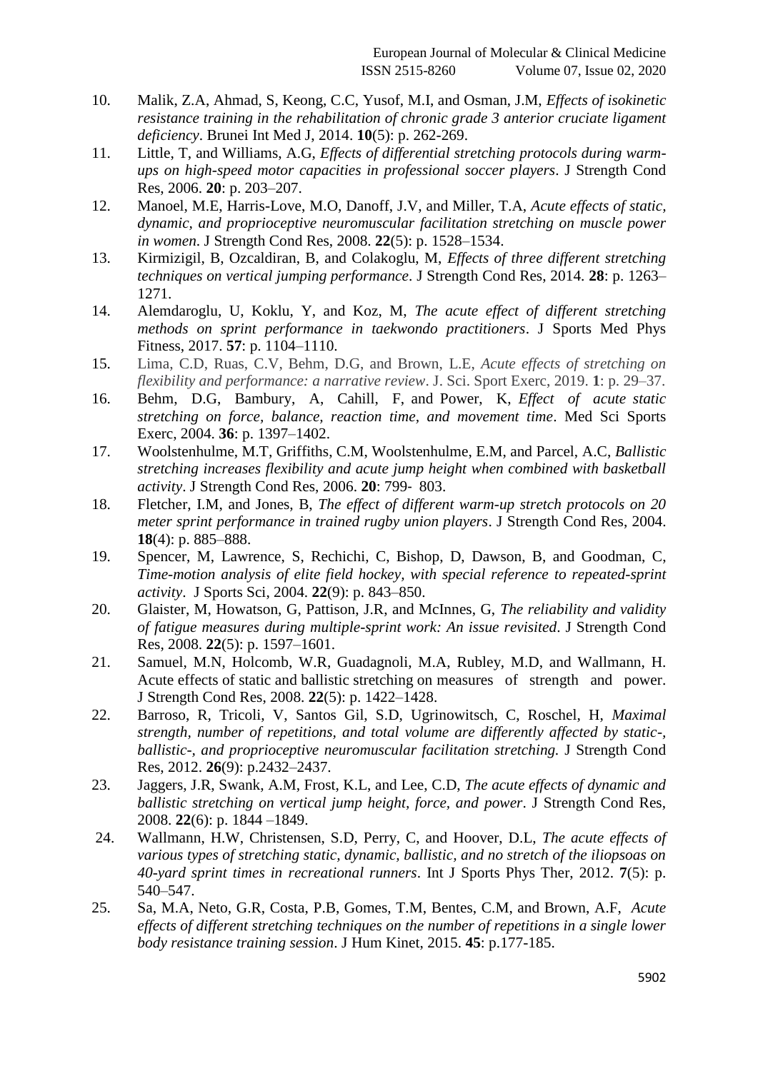10. Malik, Z.A, Ahmad, S, Keong, C.C, Yusof, M.I, and Osman, J.M, *Effects of isokinetic resistance training in the rehabilitation of chronic grade 3 anterior cruciate ligament deficiency*. Brunei Int Med J, 2014. **10**(5): p. 262-269.
11. Little, T, and Williams, A.G, *Effects of differential stretching protocols during warm-ups on high-speed motor capacities in professional soccer players*. J Strength Cond Res, 2006. **20**: p. 203–207.
12. Manoel, M.E, Harris-Love, M.O, Danoff, J.V, and Miller, T.A, *Acute effects of static, dynamic, and proprioceptive neuromuscular facilitation stretching on muscle power in women*. J Strength Cond Res, 2008. **22**(5): p. 1528–1534.
13. Kirmizigil, B, Ozcaldiran, B, and Colakoglu, M, *Effects of three different stretching techniques on vertical jumping performance*. J Strength Cond Res, 2014. **28**: p. 1263–1271.
14. Alemdaroglu, U, Koklu, Y, and Koz, M, *The acute effect of different stretching methods on sprint performance in taekwondo practitioners*. J Sports Med Phys Fitness, 2017. **57**: p. 1104–1110.
15. Lima, C.D, Ruas, C.V, Behm, D.G, and Brown, L.E, *Acute effects of stretching on flexibility and performance: a narrative review*. J. Sci. Sport Exerc, 2019. **1**: p. 29–37.
16. Behm, D.G, Bambury, A, Cahill, F, and Power, K, *Effect of acute static stretching on force, balance, reaction time, and movement time*. Med Sci Sports Exerc, 2004. **36**: p. 1397–1402.
17. Woolstenhulme, M.T, Griffiths, C.M, Woolstenhulme, E.M, and Parcel, A.C, *Ballistic stretching increases flexibility and acute jump height when combined with basketball activity*. J Strength Cond Res, 2006. **20**: 799- 803.
18. Fletcher, I.M, and Jones, B, *The effect of different warm-up stretch protocols on 20 meter sprint performance in trained rugby union players*. J Strength Cond Res, 2004. **18**(4): p. 885–888.
19. Spencer, M, Lawrence, S, Rechichi, C, Bishop, D, Dawson, B, and Goodman, C, *Time-motion analysis of elite field hockey, with special reference to repeated-sprint activity*. J Sports Sci, 2004. **22**(9): p. 843–850.
20. Glaister, M, Howatson, G, Pattison, J.R, and McInnes, G, *The reliability and validity of fatigue measures during multiple-sprint work: An issue revisited*. J Strength Cond Res, 2008. **22**(5): p. 1597–1601.
21. Samuel, M.N, Holcomb, W.R, Guadagnoli, M.A, Rubley, M.D, and Wallmann, H. Acute effects of static and ballistic stretching on measures of strength and power. J Strength Cond Res, 2008. **22**(5): p. 1422–1428.
22. Barroso, R, Tricoli, V, Santos Gil, S.D, Ugrinowitsch, C, Roschel, H, *Maximal strength, number of repetitions, and total volume are differently affected by static-, ballistic-, and proprioceptive neuromuscular facilitation stretching.* J Strength Cond Res, 2012. **26**(9): p.2432–2437.
23. Jaggers, J.R, Swank, A.M, Frost, K.L, and Lee, C.D, *The acute effects of dynamic and ballistic stretching on vertical jump height, force, and power*. J Strength Cond Res, 2008. **22**(6): p. 1844 –1849.
24. Wallmann, H.W, Christensen, S.D, Perry, C, and Hoover, D.L, *The acute effects of various types of stretching static, dynamic, ballistic, and no stretch of the iliopsoas on 40-yard sprint times in recreational runners*. Int J Sports Phys Ther, 2012. **7**(5): p. 540–547.
25. Sa, M.A, Neto, G.R, Costa, P.B, Gomes, T.M, Bentes, C.M, and Brown, A.F, *Acute effects of different stretching techniques on the number of repetitions in a single lower body resistance training session*. J Hum Kinet, 2015. **45**: p.177-185.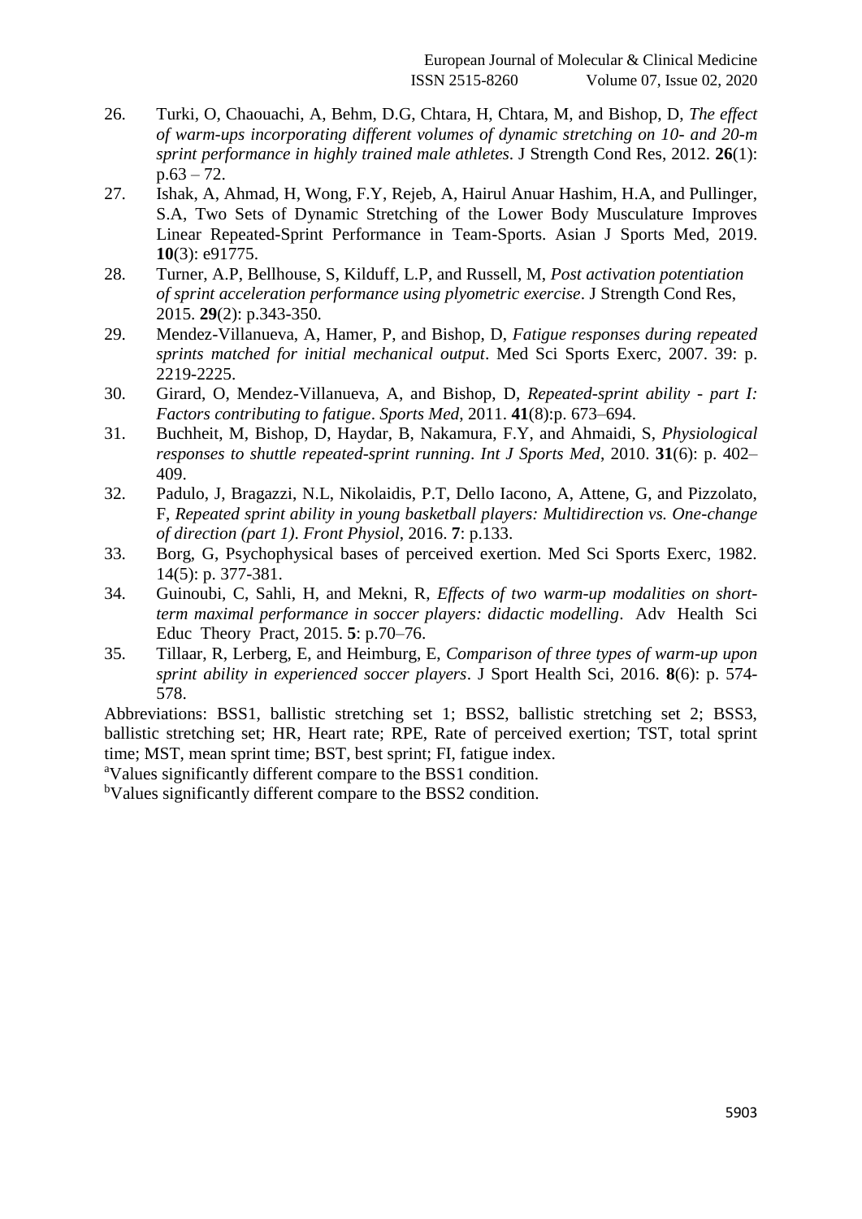26. Turki, O, Chaouachi, A, Behm, D.G, Chtara, H, Chtara, M, and Bishop, D, *The effect of warm-ups incorporating different volumes of dynamic stretching on 10- and 20-m sprint performance in highly trained male athletes*. J Strength Cond Res, 2012. **26**(1): p.63 – 72.
27. Ishak, A, Ahmad, H, Wong, F.Y, Rejeb, A, Hairul Anuar Hashim, H.A, and Pullinger, S.A, Two Sets of Dynamic Stretching of the Lower Body Musculature Improves Linear Repeated-Sprint Performance in Team-Sports. Asian J Sports Med, 2019. **10**(3): e91775.
28. Turner, A.P, Bellhouse, S, Kilduff, L.P, and Russell, M, *Post activation potentiation of sprint acceleration performance using plyometric exercise*. J Strength Cond Res, 2015. **29**(2): p.343-350.
29. Mendez-Villanueva, A, Hamer, P, and Bishop, D, *Fatigue responses during repeated sprints matched for initial mechanical output*. Med Sci Sports Exerc, 2007. 39: p. 2219-2225.
30. Girard, O, Mendez-Villanueva, A, and Bishop, D, *Repeated-sprint ability - part I: Factors contributing to fatigue*. *Sports Med*, 2011. **41**(8):p. 673–694.
31. Buchheit, M, Bishop, D, Haydar, B, Nakamura, F.Y, and Ahmaidi, S, *Physiological responses to shuttle repeated-sprint running*. *Int J Sports Med*, 2010. **31**(6): p. 402–409.
32. Padulo, J, Bragazzi, N.L, Nikolaidis, P.T, Dello Iacono, A, Attene, G, and Pizzolato, F, *Repeated sprint ability in young basketball players: Multidirection vs. One-change of direction (part 1)*. *Front Physiol*, 2016. **7**: p.133.
33. Borg, G, Psychophysical bases of perceived exertion. Med Sci Sports Exerc, 1982. 14(5): p. 377-381.
34. Guinoubi, C, Sahli, H, and Mekni, R, *Effects of two warm-up modalities on short-term maximal performance in soccer players: didactic modelling*. Adv Health Sci Educ Theory Pract, 2015. **5**: p.70–76.
35. Tillaar, R, Lerberg, E, and Heimburg, E, *Comparison of three types of warm-up upon sprint ability in experienced soccer players*. J Sport Health Sci, 2016. **8**(6): p. 574-578.

Abbreviations: BSS1, ballistic stretching set 1; BSS2, ballistic stretching set 2; BSS3, ballistic stretching set; HR, Heart rate; RPE, Rate of perceived exertion; TST, total sprint time; MST, mean sprint time; BST, best sprint; FI, fatigue index.

[a]Values significantly different compare to the BSS1 condition.

[b]Values significantly different compare to the BSS2 condition.